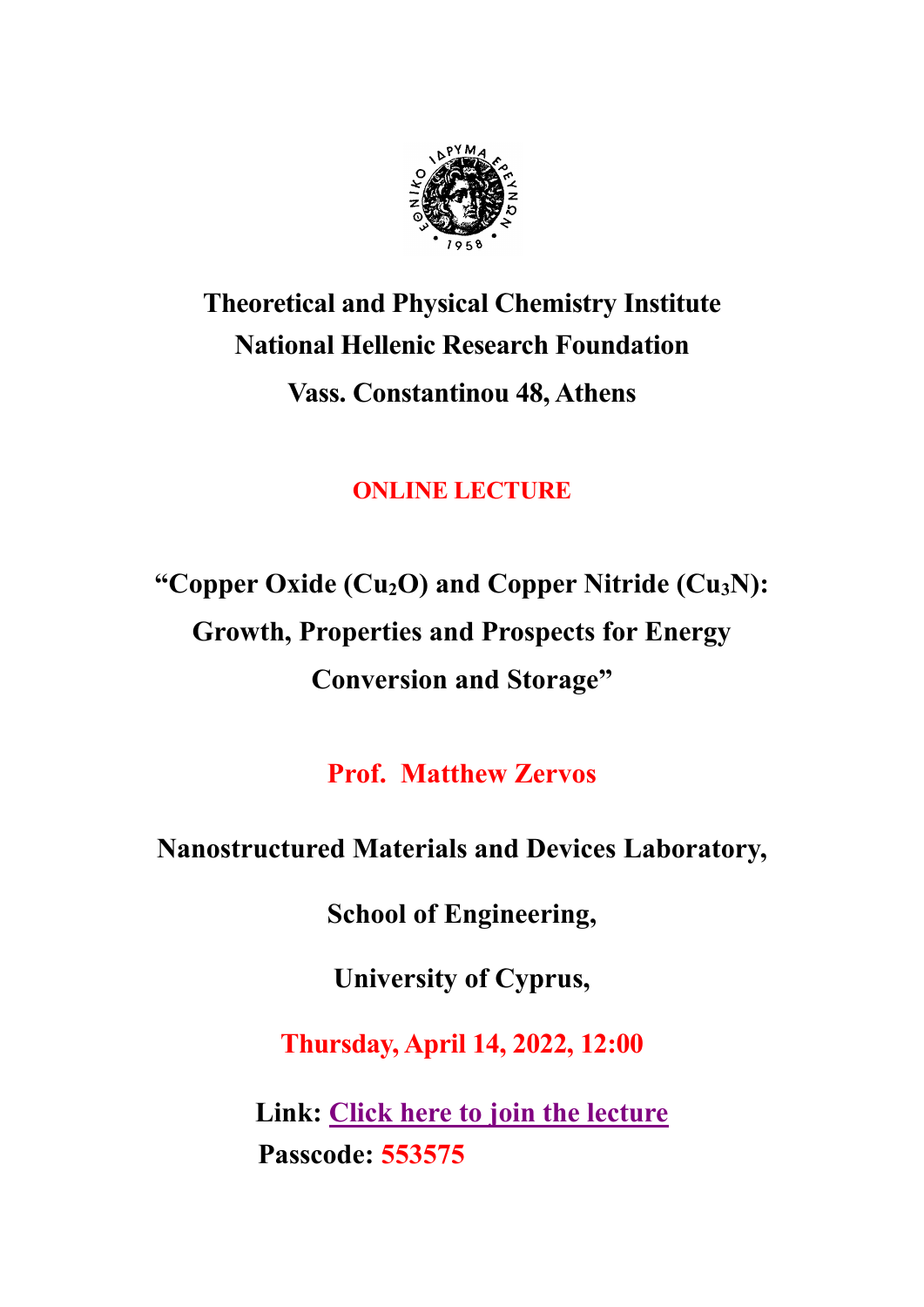**Theoretical and Physical Chemistry Institute**

**National Hellenic Research Foundation**

**Vass. Constantinou 48, Athens**

**ONLINE LECTURE**

# "Copper Oxide ($Cu_2O$) and Copper Nitride ($Cu_3N$): Growth, Properties and Prospects for Energy Conversion and Storage"

**Prof. Matthew Zervos**

**Nanostructured Materials and Devices Laboratory,**

**School of Engineering,**

**University of Cyprus,**

**Thursday, April 14, 2022, 12:00**

**Link: Click here to join the lecture**

**Passcode: 553575**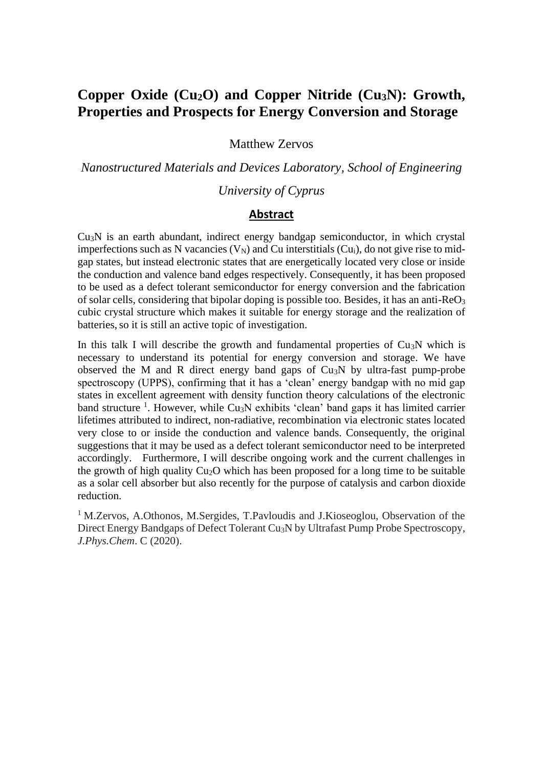# Copper Oxide ($Cu_2O$) and Copper Nitride ($Cu_3N$): Growth, Properties and Prospects for Energy Conversion and Storage

Matthew Zervos

*Nanostructured Materials and Devices Laboratory, School of Engineering*

*University of Cyprus*

## Abstract

$Cu_3N$ is an earth abundant, indirect energy bandgap semiconductor, in which crystal imperfections such as N vacancies ($V_N$) and Cu interstitials ($Cu_i$), do not give rise to mid-gap states, but instead electronic states that are energetically located very close or inside the conduction and valence band edges respectively. Consequently, it has been proposed to be used as a defect tolerant semiconductor for energy conversion and the fabrication of solar cells, considering that bipolar doping is possible too. Besides, it has an anti-$ReO_3$ cubic crystal structure which makes it suitable for energy storage and the realization of batteries, so it is still an active topic of investigation.

In this talk I will describe the growth and fundamental properties of $Cu_3N$ which is necessary to understand its potential for energy conversion and storage. We have observed the M and R direct energy band gaps of $Cu_3N$ by ultra-fast pump-probe spectroscopy (UPPS), confirming that it has a 'clean' energy bandgap with no mid gap states in excellent agreement with density function theory calculations of the electronic band structure [1]. However, while $Cu_3N$ exhibits 'clean' band gaps it has limited carrier lifetimes attributed to indirect, non-radiative, recombination via electronic states located very close to or inside the conduction and valence bands. Consequently, the original suggestions that it may be used as a defect tolerant semiconductor need to be interpreted accordingly. Furthermore, I will describe ongoing work and the current challenges in the growth of high quality $Cu_2O$ which has been proposed for a long time to be suitable as a solar cell absorber but also recently for the purpose of catalysis and carbon dioxide reduction.

[1] M.Zervos, A.Othonos, M.Sergides, T.Pavloudis and J.Kioseoglou, Observation of the Direct Energy Bandgaps of Defect Tolerant $Cu_3N$ by Ultrafast Pump Probe Spectroscopy, *J.Phys.Chem*. C (2020).